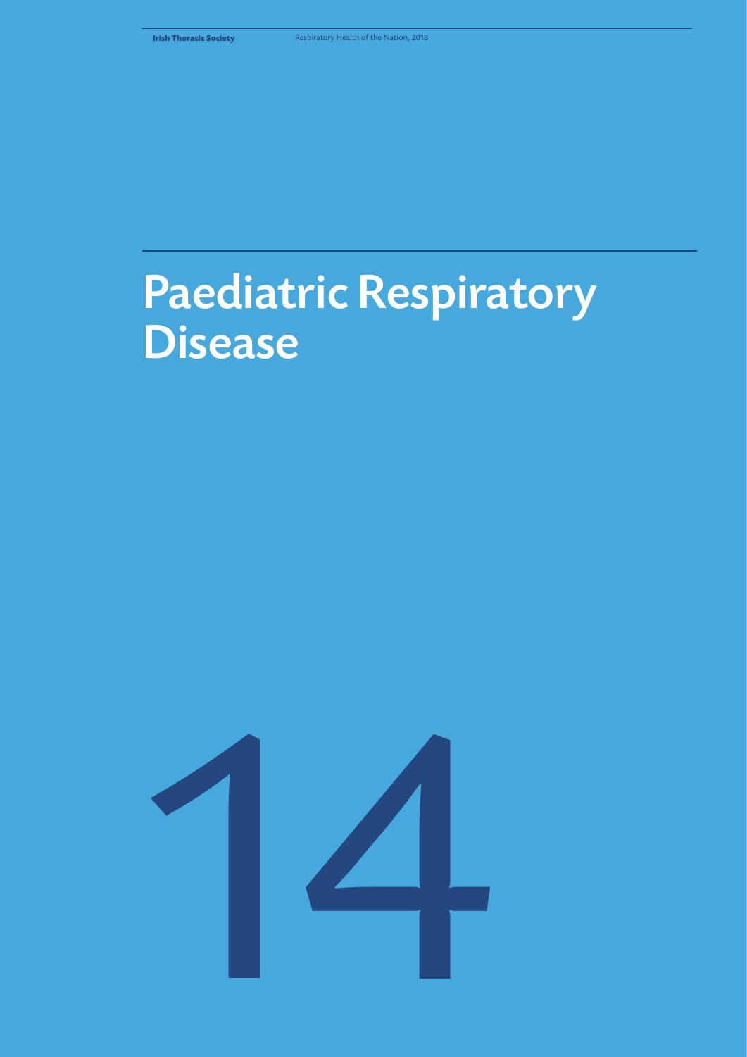# Paediatric Respiratory Disease

14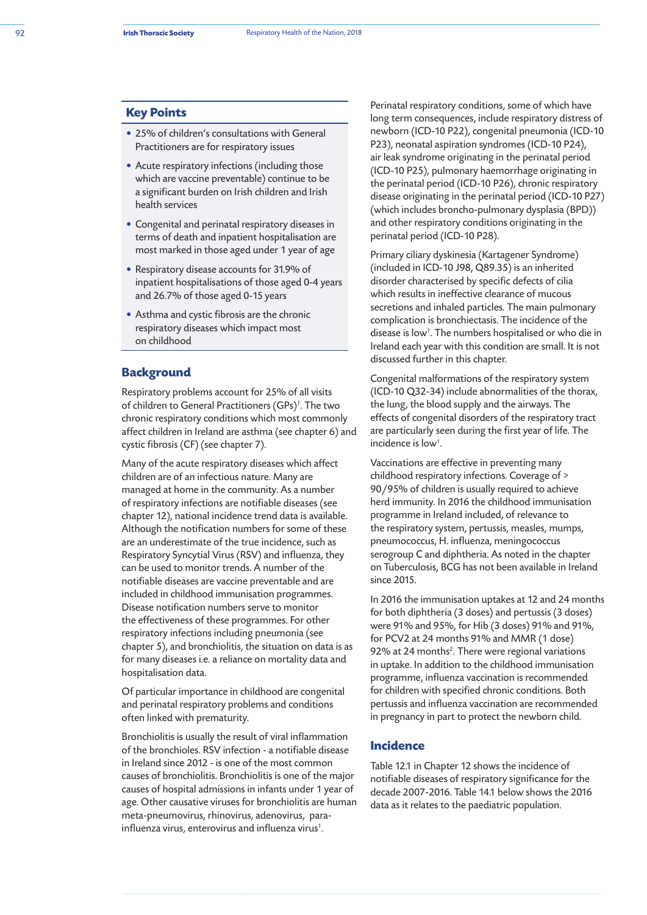## Key Points

- 25% of children's consultations with General Practitioners are for respiratory issues
- Acute respiratory infections (including those which are vaccine preventable) continue to be a significant burden on Irish children and Irish health services
- Congenital and perinatal respiratory diseases in terms of death and inpatient hospitalisation are most marked in those aged under 1 year of age
- Respiratory disease accounts for 31.9% of inpatient hospitalisations of those aged 0-4 years and 26.7% of those aged 0-15 years
- Asthma and cystic fibrosis are the chronic respiratory diseases which impact most on childhood

## Background

Respiratory problems account for 25% of all visits of children to General Practitioners (GPs)[1]. The two chronic respiratory conditions which most commonly affect children in Ireland are asthma (see chapter 6) and cystic fibrosis (CF) (see chapter 7).

Many of the acute respiratory diseases which affect children are of an infectious nature. Many are managed at home in the community. As a number of respiratory infections are notifiable diseases (see chapter 12), national incidence trend data is available. Although the notification numbers for some of these are an underestimate of the true incidence, such as Respiratory Syncytial Virus (RSV) and influenza, they can be used to monitor trends. A number of the notifiable diseases are vaccine preventable and are included in childhood immunisation programmes. Disease notification numbers serve to monitor the effectiveness of these programmes. For other respiratory infections including pneumonia (see chapter 5), and bronchiolitis, the situation on data is as for many diseases i.e. a reliance on mortality data and hospitalisation data.

Of particular importance in childhood are congenital and perinatal respiratory problems and conditions often linked with prematurity.

Bronchiolitis is usually the result of viral inflammation of the bronchioles. RSV infection - a notifiable disease in Ireland since 2012 - is one of the most common causes of bronchiolitis. Bronchiolitis is one of the major causes of hospital admissions in infants under 1 year of age. Other causative viruses for bronchiolitis are human meta-pneumovirus, rhinovirus, adenovirus, para-influenza virus, enterovirus and influenza virus[1].

Perinatal respiratory conditions, some of which have long term consequences, include respiratory distress of newborn (ICD-10 P22), congenital pneumonia (ICD-10 P23), neonatal aspiration syndromes (ICD-10 P24), air leak syndrome originating in the perinatal period (ICD-10 P25), pulmonary haemorrhage originating in the perinatal period (ICD-10 P26), chronic respiratory disease originating in the perinatal period (ICD-10 P27) (which includes broncho-pulmonary dysplasia (BPD)) and other respiratory conditions originating in the perinatal period (ICD-10 P28).

Primary ciliary dyskinesia (Kartagener Syndrome) (included in ICD-10 J98, Q89.35) is an inherited disorder characterised by specific defects of cilia which results in ineffective clearance of mucous secretions and inhaled particles. The main pulmonary complication is bronchiectasis. The incidence of the disease is low[1]. The numbers hospitalised or who die in Ireland each year with this condition are small. It is not discussed further in this chapter.

Congenital malformations of the respiratory system (ICD-10 Q32-34) include abnormalities of the thorax, the lung, the blood supply and the airways. The effects of congenital disorders of the respiratory tract are particularly seen during the first year of life. The incidence is low[1].

Vaccinations are effective in preventing many childhood respiratory infections. Coverage of > 90/95% of children is usually required to achieve herd immunity. In 2016 the childhood immunisation programme in Ireland included, of relevance to the respiratory system, pertussis, measles, mumps, pneumococcus, H. influenza, meningococcus serogroup C and diphtheria. As noted in the chapter on Tuberculosis, BCG has not been available in Ireland since 2015.

In 2016 the immunisation uptakes at 12 and 24 months for both diphtheria (3 doses) and pertussis (3 doses) were 91% and 95%, for Hib (3 doses) 91% and 91%, for PCV2 at 24 months 91% and MMR (1 dose) 92% at 24 months[2]. There were regional variations in uptake. In addition to the childhood immunisation programme, influenza vaccination is recommended for children with specified chronic conditions. Both pertussis and influenza vaccination are recommended in pregnancy in part to protect the newborn child.

## Incidence

Table 12.1 in Chapter 12 shows the incidence of notifiable diseases of respiratory significance for the decade 2007-2016. Table 14.1 below shows the 2016 data as it relates to the paediatric population.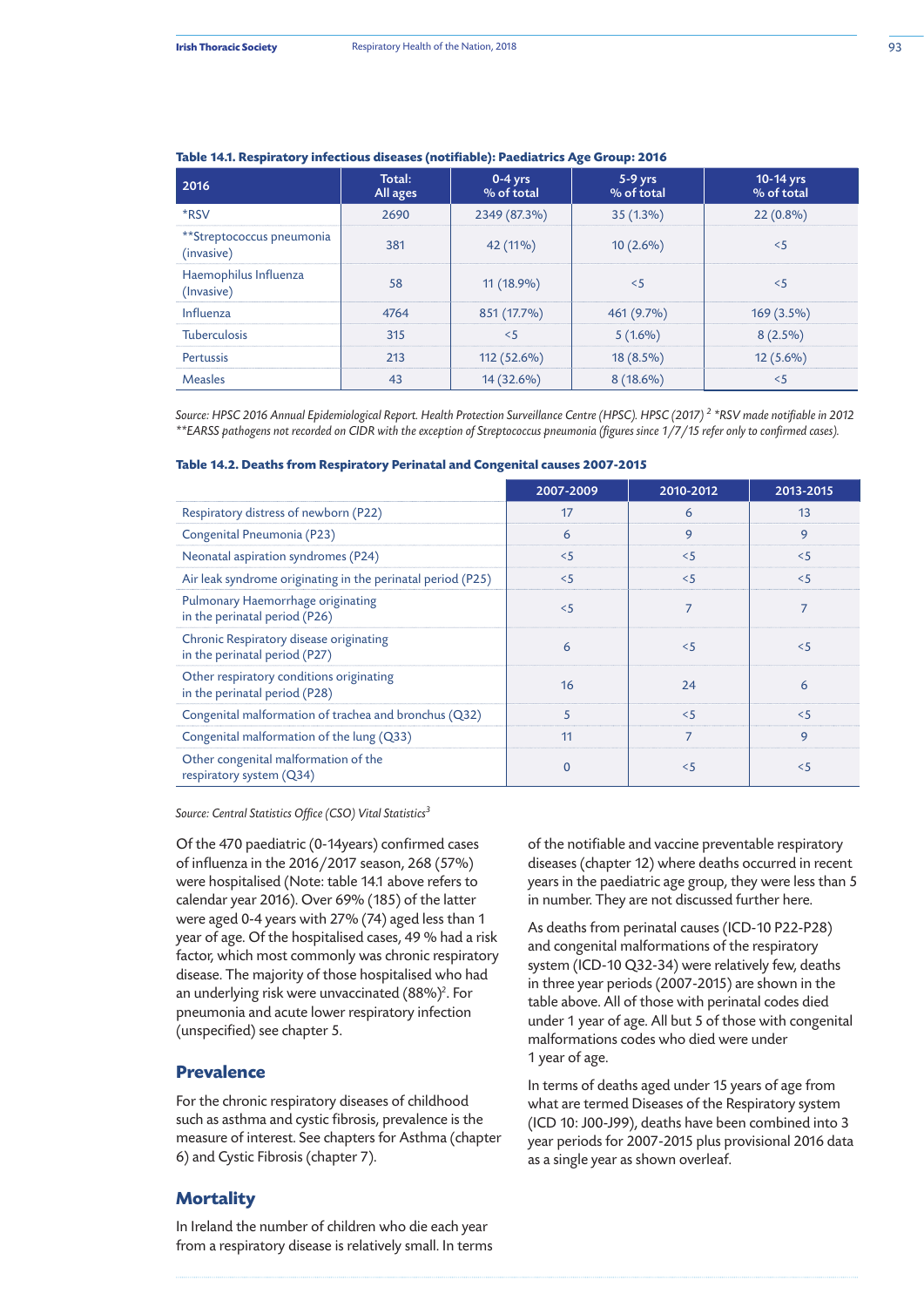**Table 14.1. Respiratory infectious diseases (notifiable): Paediatrics Age Group: 2016**

| 2016 | Total: All ages | 0-4 yrs % of total | 5-9 yrs % of total | 10-14 yrs % of total |
|---|---|---|---|---|
| *RSV | 2690 | 2349 (87.3%) | 35 (1.3%) | 22 (0.8%) |
| **Streptococcus pneumonia (invasive) | 381 | 42 (11%) | 10 (2.6%) | <5 |
| Haemophilus Influenza (Invasive) | 58 | 11 (18.9%) | <5 | <5 |
| Influenza | 4764 | 851 (17.7%) | 461 (9.7%) | 169 (3.5%) |
| Tuberculosis | 315 | <5 | 5 (1.6%) | 8 (2.5%) |
| Pertussis | 213 | 112 (52.6%) | 18 (8.5%) | 12 (5.6%) |
| Measles | 43 | 14 (32.6%) | 8 (18.6%) | <5 |

*Source: HPSC 2016 Annual Epidemiological Report. Health Protection Surveillance Centre (HPSC). HPSC (2017)[2] *RSV made notifiable in 2012 **EARSS pathogens not recorded on CIDR with the exception of Streptococcus pneumonia (figures since 1/7/15 refer only to confirmed cases).*

**Table 14.2. Deaths from Respiratory Perinatal and Congenital causes 2007-2015**

| | 2007-2009 | 2010-2012 | 2013-2015 |
|---|---|---|---|
| Respiratory distress of newborn (P22) | 17 | 6 | 13 |
| Congenital Pneumonia (P23) | 6 | 9 | 9 |
| Neonatal aspiration syndromes (P24) | <5 | <5 | <5 |
| Air leak syndrome originating in the perinatal period (P25) | <5 | <5 | <5 |
| Pulmonary Haemorrhage originating in the perinatal period (P26) | <5 | 7 | 7 |
| Chronic Respiratory disease originating in the perinatal period (P27) | 6 | <5 | <5 |
| Other respiratory conditions originating in the perinatal period (P28) | 16 | 24 | 6 |
| Congenital malformation of trachea and bronchus (Q32) | 5 | <5 | <5 |
| Congenital malformation of the lung (Q33) | 11 | 7 | 9 |
| Other congenital malformation of the respiratory system (Q34) | 0 | <5 | <5 |

*Source: Central Statistics Office (CSO) Vital Statistics[3]*

Of the 470 paediatric (0-14years) confirmed cases of influenza in the 2016/2017 season, 268 (57%) were hospitalised (Note: table 14.1 above refers to calendar year 2016). Over 69% (185) of the latter were aged 0-4 years with 27% (74) aged less than 1 year of age. Of the hospitalised cases, 49 % had a risk factor, which most commonly was chronic respiratory disease. The majority of those hospitalised who had an underlying risk were unvaccinated (88%)[2]. For pneumonia and acute lower respiratory infection (unspecified) see chapter 5.

## Prevalence

For the chronic respiratory diseases of childhood such as asthma and cystic fibrosis, prevalence is the measure of interest. See chapters for Asthma (chapter 6) and Cystic Fibrosis (chapter 7).

## Mortality

In Ireland the number of children who die each year from a respiratory disease is relatively small. In terms of the notifiable and vaccine preventable respiratory diseases (chapter 12) where deaths occurred in recent years in the paediatric age group, they were less than 5 in number. They are not discussed further here.

As deaths from perinatal causes (ICD-10 P22-P28) and congenital malformations of the respiratory system (ICD-10 Q32-34) were relatively few, deaths in three year periods (2007-2015) are shown in the table above. All of those with perinatal codes died under 1 year of age. All but 5 of those with congenital malformations codes who died were under 1 year of age.

In terms of deaths aged under 15 years of age from what are termed Diseases of the Respiratory system (ICD 10: J00-J99), deaths have been combined into 3 year periods for 2007-2015 plus provisional 2016 data as a single year as shown overleaf.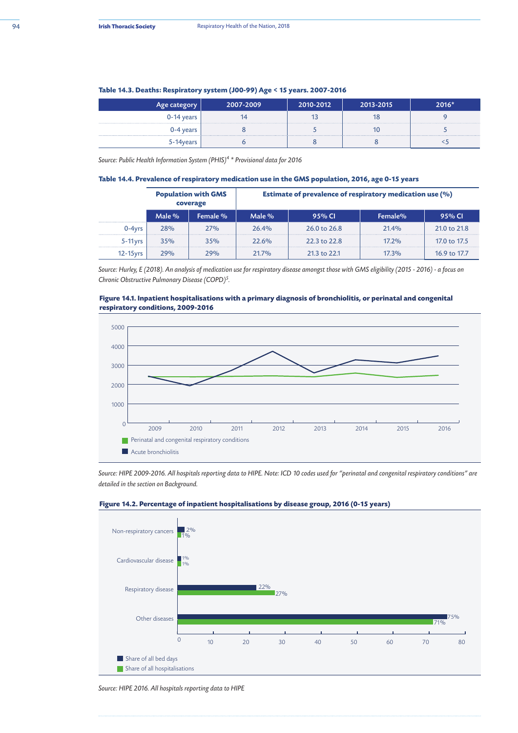**Table 14.3. Deaths: Respiratory system (J00-99) Age < 15 years. 2007-2016**

| Age category | 2007-2009 | 2010-2012 | 2013-2015 | 2016* |
|---|---|---|---|---|
| 0-14 years | 14 | 13 | 18 | 9 |
| 0-4 years | 8 | 5 | 10 | 5 |
| 5-14years | 6 | 8 | 8 | <5 |

*Source: Public Health Information System (PHIS)[4] * Provisional data for 2016*

**Table 14.4. Prevalence of respiratory medication use in the GMS population, 2016, age 0-15 years**

| | Population with GMS coverage | | Estimate of prevalence of respiratory medication use (%) | | | |
|---|---|---|---|---|---|---|
| | Male % | Female % | Male % | 95% CI | Female% | 95% CI |
| 0-4yrs | 28% | 27% | 26.4% | 26.0 to 26.8 | 21.4% | 21.0 to 21.8 |
| 5-11yrs | 35% | 35% | 22.6% | 22.3 to 22.8 | 17.2% | 17.0 to 17.5 |
| 12-15yrs | 29% | 29% | 21.7% | 21.3 to 22.1 | 17.3% | 16.9 to 17.7 |

*Source: Hurley, E (2018). An analysis of medication use for respiratory disease amongst those with GMS eligibility (2015 - 2016) - a focus on Chronic Obstructive Pulmonary Disease (COPD)[5].*

**Figure 14.1. Inpatient hospitalisations with a primary diagnosis of bronchiolitis, or perinatal and congenital respiratory conditions, 2009-2016**

*Source: HIPE 2009-2016. All hospitals reporting data to HIPE. Note: ICD 10 codes used for "perinatal and congenital respiratory conditions" are detailed in the section on Background.*

**Figure 14.2. Percentage of inpatient hospitalisations by disease group, 2016 (0-15 years)**

*Source: HIPE 2016. All hospitals reporting data to HIPE*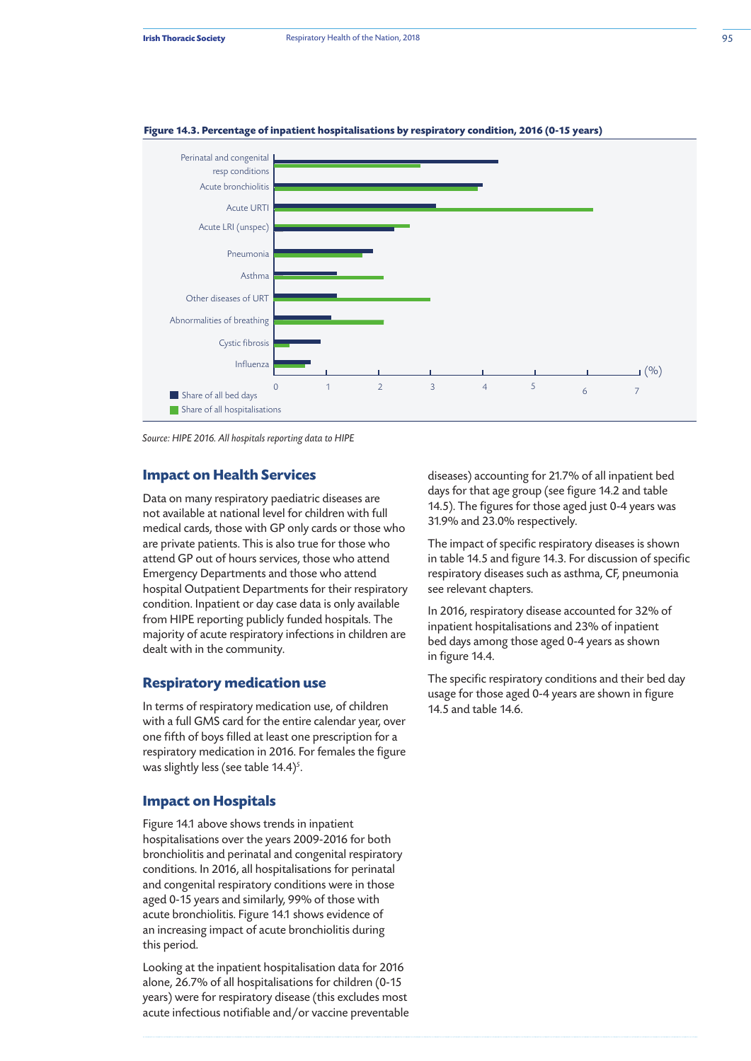**Figure 14.3. Percentage of inpatient hospitalisations by respiratory condition, 2016 (0-15 years)**

Source: HIPE 2016. All hospitals reporting data to HIPE

## Impact on Health Services

Data on many respiratory paediatric diseases are not available at national level for children with full medical cards, those with GP only cards or those who are private patients. This is also true for those who attend GP out of hours services, those who attend Emergency Departments and those who attend hospital Outpatient Departments for their respiratory condition. Inpatient or day case data is only available from HIPE reporting publicly funded hospitals. The majority of acute respiratory infections in children are dealt with in the community.

## Respiratory medication use

In terms of respiratory medication use, of children with a full GMS card for the entire calendar year, over one fifth of boys filled at least one prescription for a respiratory medication in 2016. For females the figure was slightly less (see table 14.4)[5].

## Impact on Hospitals

Figure 14.1 above shows trends in inpatient hospitalisations over the years 2009-2016 for both bronchiolitis and perinatal and congenital respiratory conditions. In 2016, all hospitalisations for perinatal and congenital respiratory conditions were in those aged 0-15 years and similarly, 99% of those with acute bronchiolitis. Figure 14.1 shows evidence of an increasing impact of acute bronchiolitis during this period.

Looking at the inpatient hospitalisation data for 2016 alone, 26.7% of all hospitalisations for children (0-15 years) were for respiratory disease (this excludes most acute infectious notifiable and/or vaccine preventable diseases) accounting for 21.7% of all inpatient bed days for that age group (see figure 14.2 and table 14.5). The figures for those aged just 0-4 years was 31.9% and 23.0% respectively.

The impact of specific respiratory diseases is shown in table 14.5 and figure 14.3. For discussion of specific respiratory diseases such as asthma, CF, pneumonia see relevant chapters.

In 2016, respiratory disease accounted for 32% of inpatient hospitalisations and 23% of inpatient bed days among those aged 0-4 years as shown in figure 14.4.

The specific respiratory conditions and their bed day usage for those aged 0-4 years are shown in figure 14.5 and table 14.6.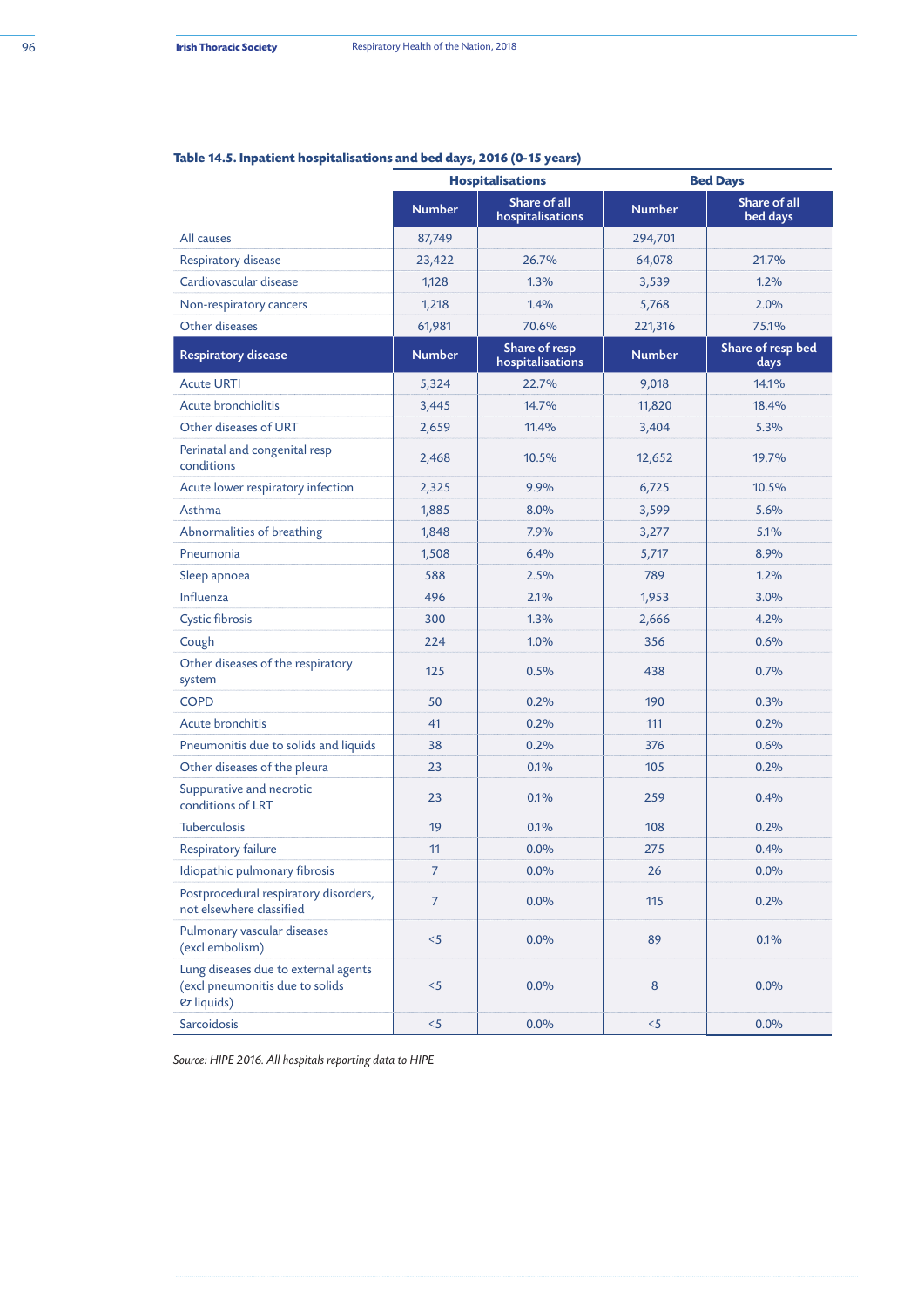**Table 14.5. Inpatient hospitalisations and bed days, 2016 (0-15 years)**

| | Hospitalisations | | Bed Days | |
|---|---|---|---|---|
| | Number | Share of all hospitalisations | Number | Share of all bed days |
| All causes | 87,749 | | 294,701 | |
| Respiratory disease | 23,422 | 26.7% | 64,078 | 21.7% |
| Cardiovascular disease | 1,128 | 1.3% | 3,539 | 1.2% |
| Non-respiratory cancers | 1,218 | 1.4% | 5,768 | 2.0% |
| Other diseases | 61,981 | 70.6% | 221,316 | 75.1% |
| **Respiratory disease** | **Number** | **Share of resp hospitalisations** | **Number** | **Share of resp bed days** |
| Acute URTI | 5,324 | 22.7% | 9,018 | 14.1% |
| Acute bronchiolitis | 3,445 | 14.7% | 11,820 | 18.4% |
| Other diseases of URT | 2,659 | 11.4% | 3,404 | 5.3% |
| Perinatal and congenital resp conditions | 2,468 | 10.5% | 12,652 | 19.7% |
| Acute lower respiratory infection | 2,325 | 9.9% | 6,725 | 10.5% |
| Asthma | 1,885 | 8.0% | 3,599 | 5.6% |
| Abnormalities of breathing | 1,848 | 7.9% | 3,277 | 5.1% |
| Pneumonia | 1,508 | 6.4% | 5,717 | 8.9% |
| Sleep apnoea | 588 | 2.5% | 789 | 1.2% |
| Influenza | 496 | 2.1% | 1,953 | 3.0% |
| Cystic fibrosis | 300 | 1.3% | 2,666 | 4.2% |
| Cough | 224 | 1.0% | 356 | 0.6% |
| Other diseases of the respiratory system | 125 | 0.5% | 438 | 0.7% |
| COPD | 50 | 0.2% | 190 | 0.3% |
| Acute bronchitis | 41 | 0.2% | 111 | 0.2% |
| Pneumonitis due to solids and liquids | 38 | 0.2% | 376 | 0.6% |
| Other diseases of the pleura | 23 | 0.1% | 105 | 0.2% |
| Suppurative and necrotic conditions of LRT | 23 | 0.1% | 259 | 0.4% |
| Tuberculosis | 19 | 0.1% | 108 | 0.2% |
| Respiratory failure | 11 | 0.0% | 275 | 0.4% |
| Idiopathic pulmonary fibrosis | 7 | 0.0% | 26 | 0.0% |
| Postprocedural respiratory disorders, not elsewhere classified | 7 | 0.0% | 115 | 0.2% |
| Pulmonary vascular diseases (excl embolism) | <5 | 0.0% | 89 | 0.1% |
| Lung diseases due to external agents (excl pneumonitis due to solids & liquids) | <5 | 0.0% | 8 | 0.0% |
| Sarcoidosis | <5 | 0.0% | <5 | 0.0% |

*Source: HIPE 2016. All hospitals reporting data to HIPE*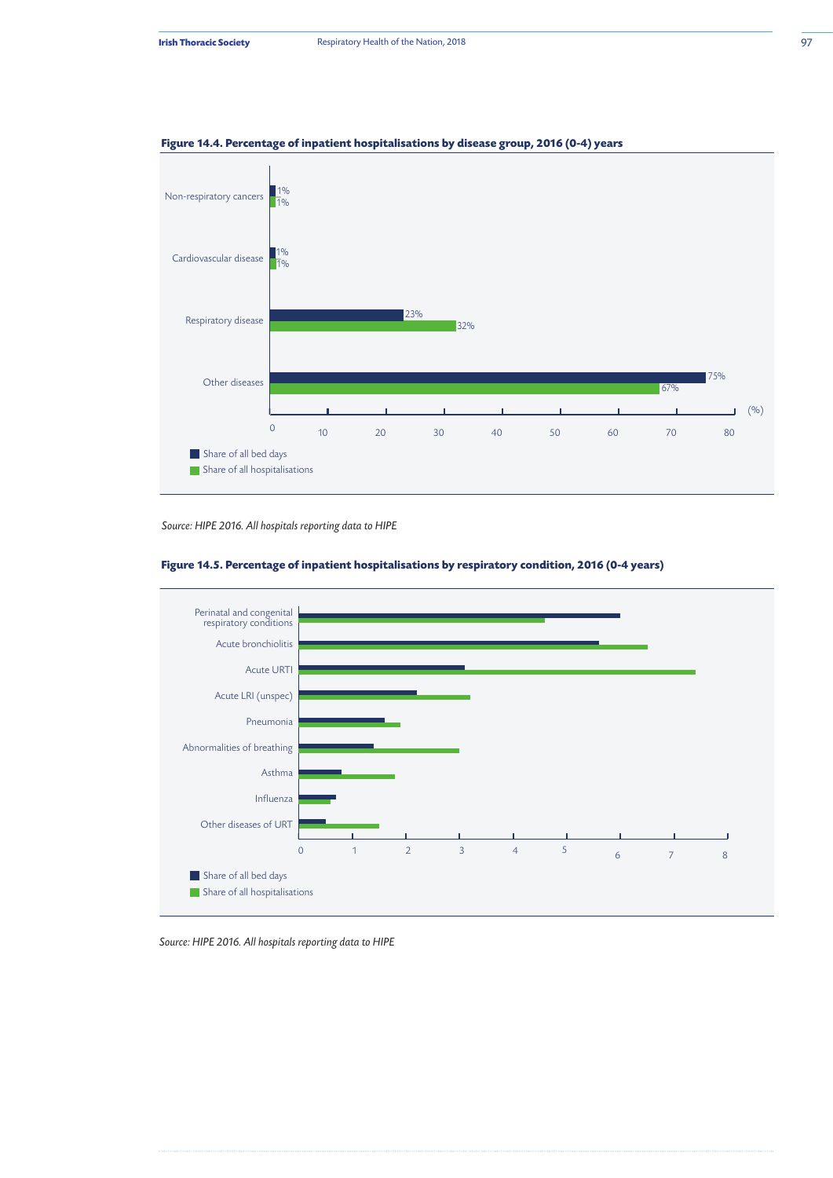**Figure 14.4. Percentage of inpatient hospitalisations by disease group, 2016 (0-4) years**

| Disease group | Share of all bed days | Share of all hospitalisations |
|---|---|---|
| Non-respiratory cancers | 1% | 1% |
| Cardiovascular disease | 1% | 1% |
| Respiratory disease | 23% | 32% |
| Other diseases | 75% | 67% |

*Source: HIPE 2016. All hospitals reporting data to HIPE*

**Figure 14.5. Percentage of inpatient hospitalisations by respiratory condition, 2016 (0-4 years)**

Conditions shown (Share of all bed days; Share of all hospitalisations), x-axis 0–8 (%):

- Perinatal and congenital respiratory conditions
- Acute bronchiolitis
- Acute URTI
- Acute LRI (unspec)
- Pneumonia
- Abnormalities of breathing
- Asthma
- Influenza
- Other diseases of URT

*Source: HIPE 2016. All hospitals reporting data to HIPE*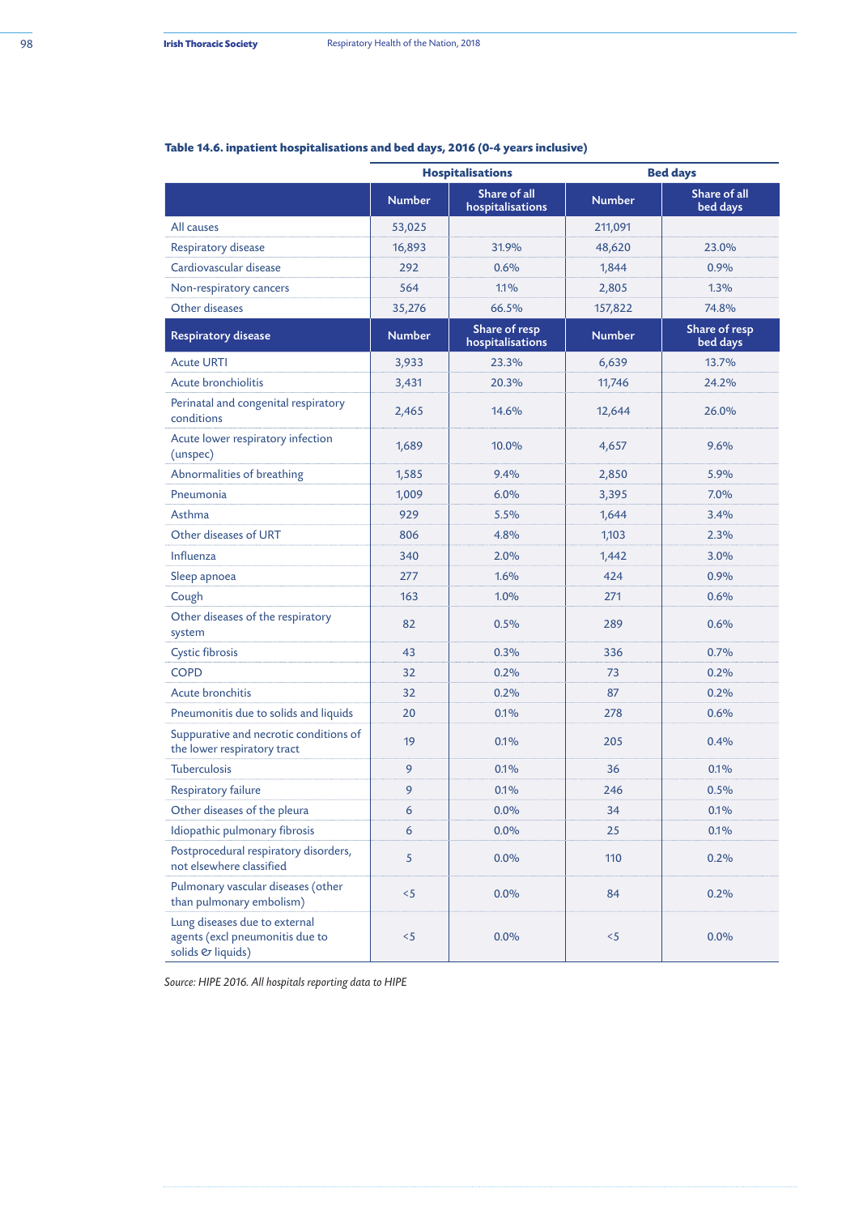**Table 14.6. inpatient hospitalisations and bed days, 2016 (0-4 years inclusive)**

| | Hospitalisations | | Bed days | |
|---|---|---|---|---|
| | Number | Share of all hospitalisations | Number | Share of all bed days |
| All causes | 53,025 | | 211,091 | |
| Respiratory disease | 16,893 | 31.9% | 48,620 | 23.0% |
| Cardiovascular disease | 292 | 0.6% | 1,844 | 0.9% |
| Non-respiratory cancers | 564 | 1.1% | 2,805 | 1.3% |
| Other diseases | 35,276 | 66.5% | 157,822 | 74.8% |
| **Respiratory disease** | **Number** | **Share of resp hospitalisations** | **Number** | **Share of resp bed days** |
| Acute URTI | 3,933 | 23.3% | 6,639 | 13.7% |
| Acute bronchiolitis | 3,431 | 20.3% | 11,746 | 24.2% |
| Perinatal and congenital respiratory conditions | 2,465 | 14.6% | 12,644 | 26.0% |
| Acute lower respiratory infection (unspec) | 1,689 | 10.0% | 4,657 | 9.6% |
| Abnormalities of breathing | 1,585 | 9.4% | 2,850 | 5.9% |
| Pneumonia | 1,009 | 6.0% | 3,395 | 7.0% |
| Asthma | 929 | 5.5% | 1,644 | 3.4% |
| Other diseases of URT | 806 | 4.8% | 1,103 | 2.3% |
| Influenza | 340 | 2.0% | 1,442 | 3.0% |
| Sleep apnoea | 277 | 1.6% | 424 | 0.9% |
| Cough | 163 | 1.0% | 271 | 0.6% |
| Other diseases of the respiratory system | 82 | 0.5% | 289 | 0.6% |
| Cystic fibrosis | 43 | 0.3% | 336 | 0.7% |
| COPD | 32 | 0.2% | 73 | 0.2% |
| Acute bronchitis | 32 | 0.2% | 87 | 0.2% |
| Pneumonitis due to solids and liquids | 20 | 0.1% | 278 | 0.6% |
| Suppurative and necrotic conditions of the lower respiratory tract | 19 | 0.1% | 205 | 0.4% |
| Tuberculosis | 9 | 0.1% | 36 | 0.1% |
| Respiratory failure | 9 | 0.1% | 246 | 0.5% |
| Other diseases of the pleura | 6 | 0.0% | 34 | 0.1% |
| Idiopathic pulmonary fibrosis | 6 | 0.0% | 25 | 0.1% |
| Postprocedural respiratory disorders, not elsewhere classified | 5 | 0.0% | 110 | 0.2% |
| Pulmonary vascular diseases (other than pulmonary embolism) | <5 | 0.0% | 84 | 0.2% |
| Lung diseases due to external agents (excl pneumonitis due to solids & liquids) | <5 | 0.0% | <5 | 0.0% |

*Source: HIPE 2016. All hospitals reporting data to HIPE*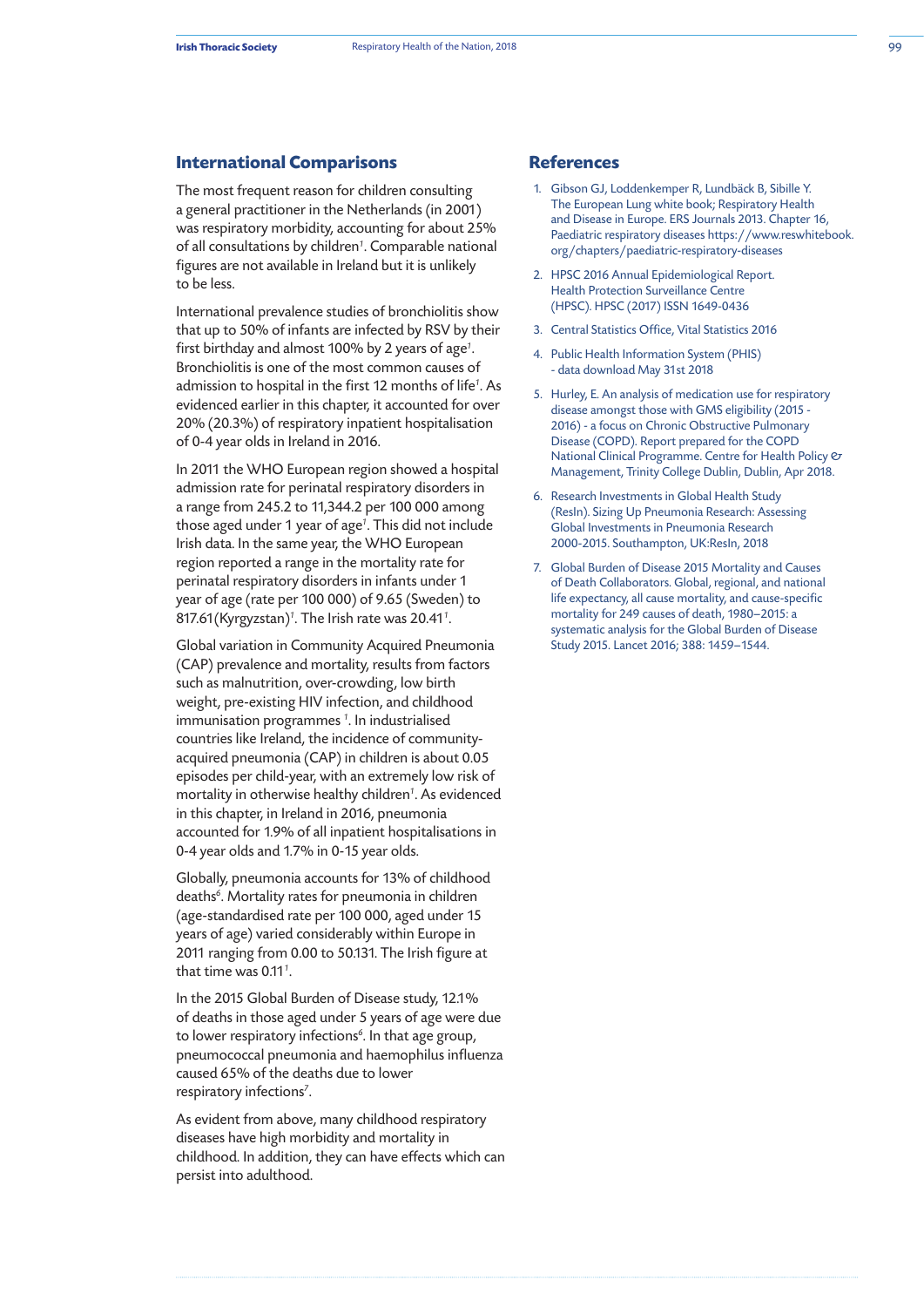## International Comparisons

The most frequent reason for children consulting a general practitioner in the Netherlands (in 2001) was respiratory morbidity, accounting for about 25% of all consultations by children[1]. Comparable national figures are not available in Ireland but it is unlikely to be less.

International prevalence studies of bronchiolitis show that up to 50% of infants are infected by RSV by their first birthday and almost 100% by 2 years of age[1]. Bronchiolitis is one of the most common causes of admission to hospital in the first 12 months of life[1]. As evidenced earlier in this chapter, it accounted for over 20% (20.3%) of respiratory inpatient hospitalisation of 0-4 year olds in Ireland in 2016.

In 2011 the WHO European region showed a hospital admission rate for perinatal respiratory disorders in a range from 245.2 to 11,344.2 per 100 000 among those aged under 1 year of age[1]. This did not include Irish data. In the same year, the WHO European region reported a range in the mortality rate for perinatal respiratory disorders in infants under 1 year of age (rate per 100 000) of 9.65 (Sweden) to 817.61(Kyrgyzstan)[1]. The Irish rate was 20.41[1].

Global variation in Community Acquired Pneumonia (CAP) prevalence and mortality, results from factors such as malnutrition, over-crowding, low birth weight, pre-existing HIV infection, and childhood immunisation programmes [1]. In industrialised countries like Ireland, the incidence of community-acquired pneumonia (CAP) in children is about 0.05 episodes per child-year, with an extremely low risk of mortality in otherwise healthy children[1]. As evidenced in this chapter, in Ireland in 2016, pneumonia accounted for 1.9% of all inpatient hospitalisations in 0-4 year olds and 1.7% in 0-15 year olds.

Globally, pneumonia accounts for 13% of childhood deaths[6]. Mortality rates for pneumonia in children (age-standardised rate per 100 000, aged under 15 years of age) varied considerably within Europe in 2011 ranging from 0.00 to 50.131. The Irish figure at that time was 0.11[1].

In the 2015 Global Burden of Disease study, 12.1% of deaths in those aged under 5 years of age were due to lower respiratory infections[6]. In that age group, pneumococcal pneumonia and haemophilus influenza caused 65% of the deaths due to lower respiratory infections[7].

As evident from above, many childhood respiratory diseases have high morbidity and mortality in childhood. In addition, they can have effects which can persist into adulthood.

## References

1. Gibson GJ, Loddenkemper R, Lundbäck B, Sibille Y. The European Lung white book; Respiratory Health and Disease in Europe. ERS Journals 2013. Chapter 16, Paediatric respiratory diseases https://www.reswhitebook.org/chapters/paediatric-respiratory-diseases
2. HPSC 2016 Annual Epidemiological Report. Health Protection Surveillance Centre (HPSC). HPSC (2017) ISSN 1649-0436
3. Central Statistics Office, Vital Statistics 2016
4. Public Health Information System (PHIS) - data download May 31st 2018
5. Hurley, E. An analysis of medication use for respiratory disease amongst those with GMS eligibility (2015 - 2016) - a focus on Chronic Obstructive Pulmonary Disease (COPD). Report prepared for the COPD National Clinical Programme. Centre for Health Policy & Management, Trinity College Dublin, Dublin, Apr 2018.
6. Research Investments in Global Health Study (ResIn). Sizing Up Pneumonia Research: Assessing Global Investments in Pneumonia Research 2000-2015. Southampton, UK:ResIn, 2018
7. Global Burden of Disease 2015 Mortality and Causes of Death Collaborators. Global, regional, and national life expectancy, all cause mortality, and cause-specific mortality for 249 causes of death, 1980–2015: a systematic analysis for the Global Burden of Disease Study 2015. Lancet 2016; 388: 1459–1544.